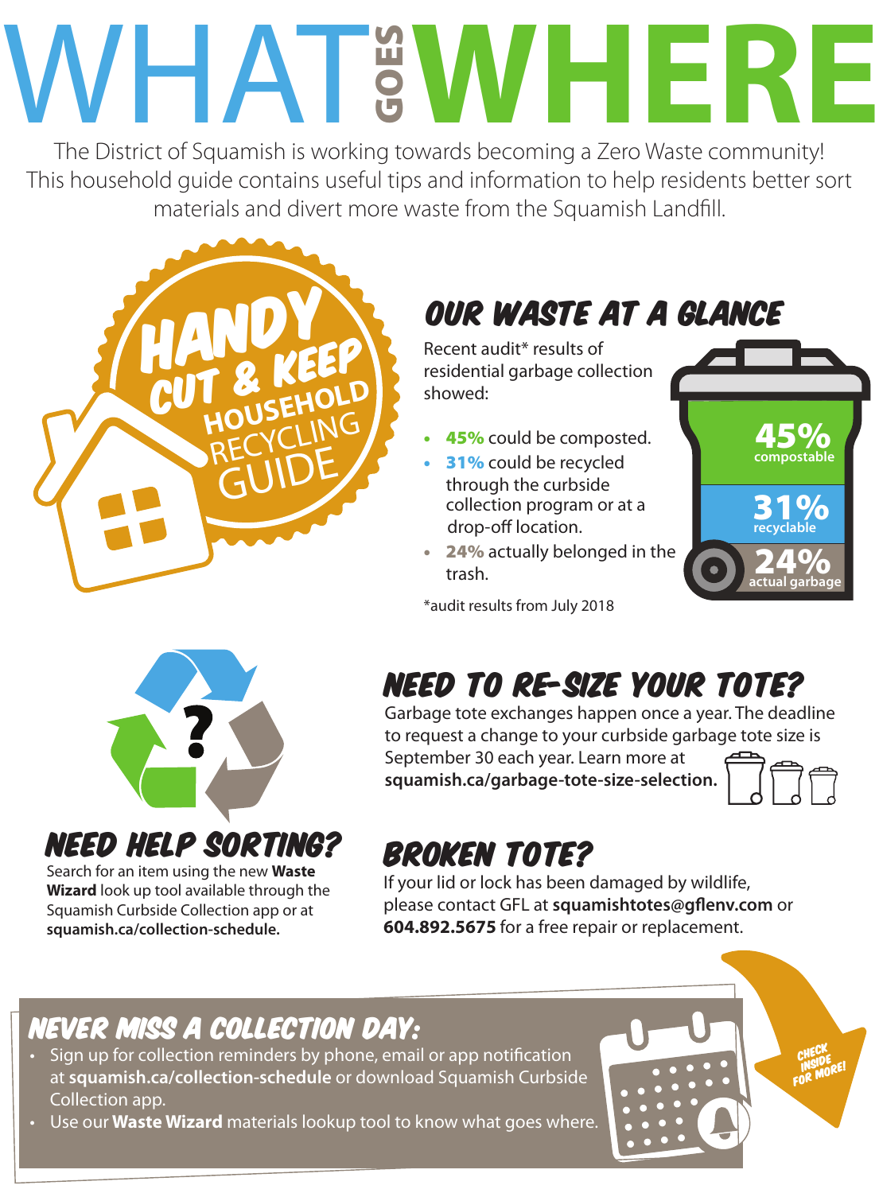# WHAT GOES WHERE

The District of Squamish is working towards becoming a Zero Waste community! This household guide contains useful tips and information to help residents better sort materials and divert more waste from the Squamish Landfill.

**HANDY CUT & KEEP HOUSEHOLD RECYCLING GUIDE**

## OUR WASTE AT A GLANCE

Recent audit* results of residential garbage collection showed:

- **45%** could be composted.
- **31%** could be recycled through the curbside collection program or at a drop-off location.
- **24%** actually belonged in the trash.

*audit results from July 2018

45% compostable
31% recyclable
24% actual garbage

## NEED TO RE-SIZE YOUR TOTE?

Garbage tote exchanges happen once a year. The deadline to request a change to your curbside garbage tote size is September 30 each year. Learn more at **squamish.ca/garbage-tote-size-selection.**

## NEED HELP SORTING?

Search for an item using the new **Waste Wizard** look up tool available through the Squamish Curbside Collection app or at **squamish.ca/collection-schedule.**

## BROKEN TOTE?

If your lid or lock has been damaged by wildlife, please contact GFL at **squamishtotes@gflenv.com** or **604.892.5675** for a free repair or replacement.

## NEVER MISS A COLLECTION DAY:

- Sign up for collection reminders by phone, email or app notification at **squamish.ca/collection-schedule** or download Squamish Curbside Collection app.
- Use our **Waste Wizard** materials lookup tool to know what goes where.

CHECK INSIDE FOR MORE!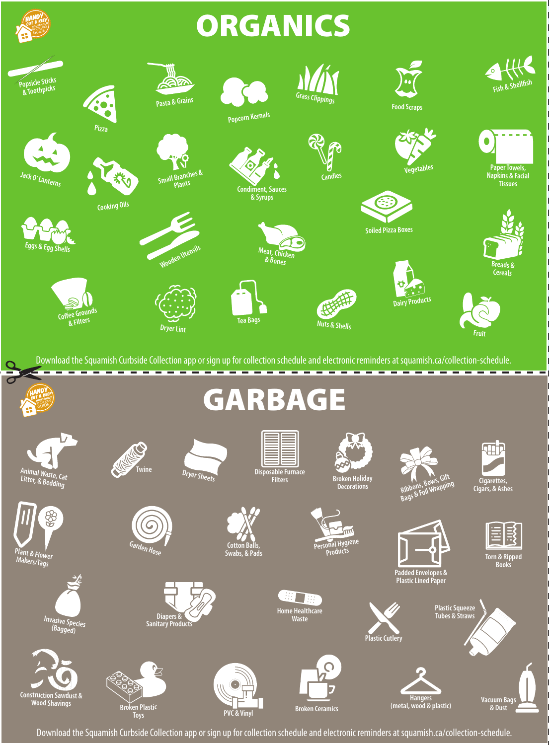HANDY CUT & KEEP HOUSEHOLD RECYCLING GUIDE

# ORGANICS

- Popsicle Sticks & Toothpicks
- Pizza
- Pasta & Grains
- Popcorn Kernals
- Grass Clippings
- Food Scraps
- Fish & Shellfish
- Jack O' Lanterns
- Cooking Oils
- Small Branches & Plants
- Condiment, Sauces & Syrups
- Candies
- Vegetables
- Paper Towels, Napkins & Facial Tissues
- Soiled Pizza Boxes
- Eggs & Egg Shells
- Wooden Utensils
- Meat, Chicken & Bones
- Breads & Cereals
- Coffee Grounds & Filters
- Dryer Lint
- Tea Bags
- Nuts & Shells
- Dairy Products
- Fruit

Download the Squamish Curbside Collection app or sign up for collection schedule and electronic reminders at squamish.ca/collection-schedule.

HANDY CUT & KEEP HOUSEHOLD RECYCLING GUIDE

# GARBAGE

- Animal Waste, Cat Litter, & Bedding
- Twine
- Dryer Sheets
- Disposable Furnace Filters
- Broken Holiday Decorations
- Ribbons, Bows, Gift Bags & Foil Wrapping
- Cigarettes, Cigars, & Ashes
- Plant & Flower Makers/Tags
- Garden Hose
- Cotton Balls, Swabs, & Pads
- Personal Hygiene Products
- Padded Envelopes & Plastic Lined Paper
- Torn & Ripped Books
- Invasive Species (Bagged)
- Diapers & Sanitary Products
- Home Healthcare Waste
- Plastic Cutlery
- Plastic Squeeze Tubes & Straws
- Construction Sawdust & Wood Shavings
- Broken Plastic Toys
- PVC & Vinyl
- Broken Ceramics
- Hangers (metal, wood & plastic)
- Vacuum Bags & Dust

Download the Squamish Curbside Collection app or sign up for collection schedule and electronic reminders at squamish.ca/collection-schedule.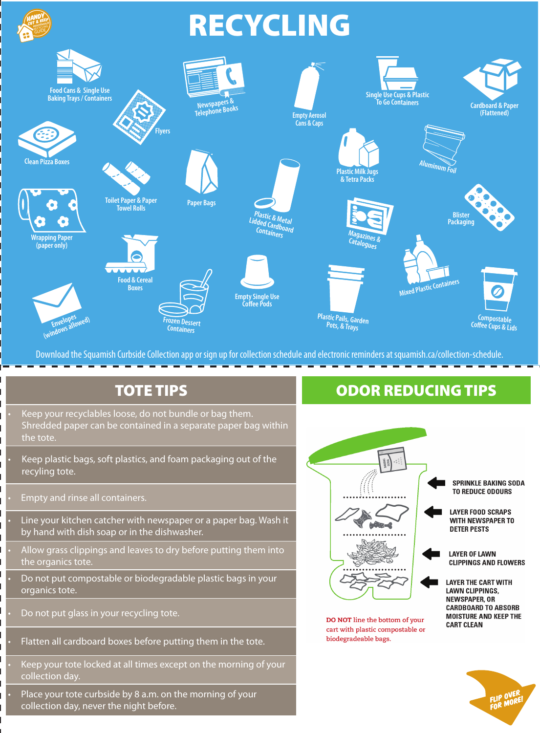HANDY CUT & KEEP HOUSEHOLD RECYCLING GUIDE

# RECYCLING

- Food Cans & Single Use Baking Trays / Containers
- Flyers
- Newspapers & Telephone Books
- Empty Aerosol Cans & Caps
- Single Use Cups & Plastic To Go Containers
- Cardboard & Paper (Flattened)
- Clean Pizza Boxes
- Toilet Paper & Paper Towel Rolls
- Paper Bags
- Plastic & Metal Lidded Cardboard Containers
- Plastic Milk Jugs & Tetra Packs
- Aluminum Foil
- Wrapping Paper (paper only)
- Magazines & Catalogues
- Blister Packaging
- Food & Cereal Boxes
- Mixed Plastic Containers
- Envelopes (windows allowed)
- Frozen Dessert Containers
- Empty Single Use Coffee Pods
- Plastic Pails, Garden Pots, & Trays
- Compostable Coffee Cups & Lids

Download the Squamish Curbside Collection app or sign up for collection schedule and electronic reminders at squamish.ca/collection-schedule.

## TOTE TIPS

- Keep your recyclables loose, do not bundle or bag them. Shredded paper can be contained in a separate paper bag within the tote.
- Keep plastic bags, soft plastics, and foam packaging out of the recyling tote.
- Empty and rinse all containers.
- Line your kitchen catcher with newspaper or a paper bag. Wash it by hand with dish soap or in the dishwasher.
- Allow grass clippings and leaves to dry before putting them into the organics tote.
- Do not put compostable or biodegradable plastic bags in your organics tote.
- Do not put glass in your recycling tote.
- Flatten all cardboard boxes before putting them in the tote.
- Keep your tote locked at all times except on the morning of your collection day.
- Place your tote curbside by 8 a.m. on the morning of your collection day, never the night before.

## ODOR REDUCING TIPS

- SPRINKLE BAKING SODA TO REDUCE ODOURS
- LAYER FOOD SCRAPS WITH NEWSPAPER TO DETER PESTS
- LAYER OF LAWN CLIPPINGS AND FLOWERS
- LAYER THE CART WITH LAWN CLIPPINGS, NEWSPAPER, OR CARDBOARD TO ABSORB MOISTURE AND KEEP THE CART CLEAN

**DO NOT** line the bottom of your cart with plastic compostable or biodegradeable bags.

FLIP OVER FOR MORE!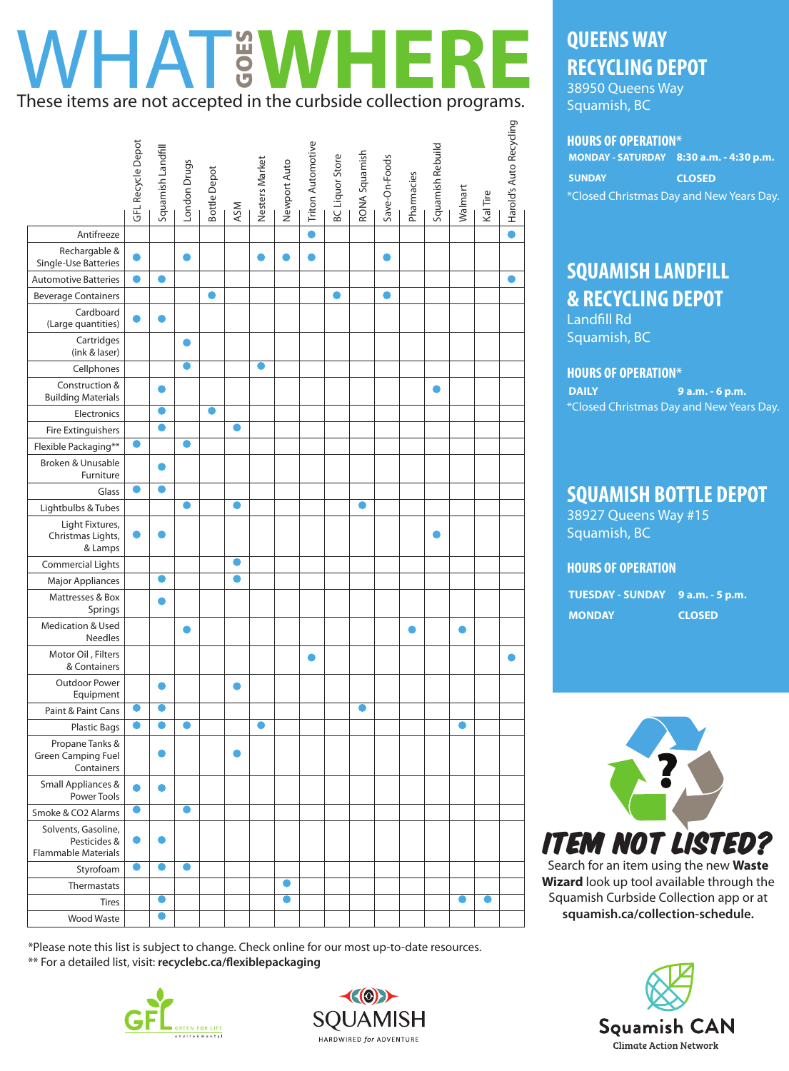# WHAT GOES WHERE

These items are not accepted in the curbside collection programs.

| | GFL Recycle Depot | Squamish Landfill | London Drugs | Bottle Depot | ASM | Nesters Market | Newport Auto | Triton Automotive | BC Liquor Store | RONA Squamish | Save-On-Foods | Pharmacies | Squamish Rebuild | Walmart | Kal Tire | Harold's Auto Recycling |
|---|---|---|---|---|---|---|---|---|---|---|---|---|---|---|---|---|
| Antifreeze | | | | | | | | ● | | | | | | | | ● |
| Rechargeable & Single-Use Batteries | ● | | ● | | | ● | ● | ● | | | ● | | | | | |
| Automotive Batteries | ● | ● | | | | | | | | | | | | | | ● |
| Beverage Containers | | | | ● | | | | | ● | | ● | | | | | |
| Cardboard (Large quantities) | ● | ● | | | | | | | | | | | | | | |
| Cartridges (ink & laser) | | | ● | | | | | | | | | | | | | |
| Cellphones | | | ● | | | ● | | | | | | | | | | |
| Construction & Building Materials | | ● | | | | | | | | | | | ● | | | |
| Electronics | | ● | | ● | | | | | | | | | | | | |
| Fire Extinguishers | | ● | | | ● | | | | | | | | | | | |
| Flexible Packaging** | ● | | ● | | | | | | | | | | | | | |
| Broken & Unusable Furniture | | ● | | | | | | | | | | | | | | |
| Glass | ● | ● | | | | | | | | | | | | | | |
| Lightbulbs & Tubes | | | ● | | ● | | | | | ● | | | | | | |
| Light Fixtures, Christmas Lights, & Lamps | ● | ● | | | | | | | | | | | ● | | | |
| Commercial Lights | | | | | ● | | | | | | | | | | | |
| Major Appliances | | ● | | | ● | | | | | | | | | | | |
| Mattresses & Box Springs | | ● | | | | | | | | | | | | | | |
| Medication & Used Needles | | | ● | | | | | | | | | ● | | ● | | |
| Motor Oil, Filters & Containers | | | | | | | | ● | | | | | | | | ● |
| Outdoor Power Equipment | | ● | | | ● | | | | | | | | | | | |
| Paint & Paint Cans | ● | ● | | | | | | | | ● | | | | | | |
| Plastic Bags | ● | ● | ● | | | ● | | | | | | | | ● | | |
| Propane Tanks & Green Camping Fuel Containers | | ● | | | ● | | | | | | | | | | | |
| Small Appliances & Power Tools | ● | ● | | | | | | | | | | | | | | |
| Smoke & CO2 Alarms | ● | | ● | | | | | | | | | | | | | |
| Solvents, Gasoline, Pesticides & Flammable Materials | ● | ● | | | | | | | | | | | | | | |
| Styrofoam | ● | ● | ● | | | | | | | | | | | | | |
| Thermostats | | | | | | | ● | | | | | | | | | |
| Tires | | ● | | | | | ● | | | | | | | ● | ● | |
| Wood Waste | | ● | | | | | | | | | | | | | | |

*Please note this list is subject to change. Check online for our most up-to-date resources.
** For a detailed list, visit: **recyclebc.ca/flexiblepackaging**

## QUEENS WAY RECYCLING DEPOT

38950 Queens Way
Squamish, BC

### HOURS OF OPERATION*

**MONDAY - SATURDAY** **8:30 a.m. - 4:30 p.m.**
**SUNDAY** **CLOSED**

*Closed Christmas Day and New Years Day.

## SQUAMISH LANDFILL & RECYCLING DEPOT

Landfill Rd
Squamish, BC

### HOURS OF OPERATION*

**DAILY** **9 a.m. - 6 p.m.**

*Closed Christmas Day and New Years Day.

## SQUAMISH BOTTLE DEPOT

38927 Queens Way #15
Squamish, BC

### HOURS OF OPERATION

**TUESDAY - SUNDAY** **9 a.m. - 5 p.m.**
**MONDAY** **CLOSED**

## ITEM NOT LISTED?

Search for an item using the new **Waste Wizard** look up tool available through the Squamish Curbside Collection app or at **squamish.ca/collection-schedule.**

GFL GREEN FOR LIFE environmental

SQUAMISH HARDWIRED *for* ADVENTURE

Squamish CAN Climate Action Network